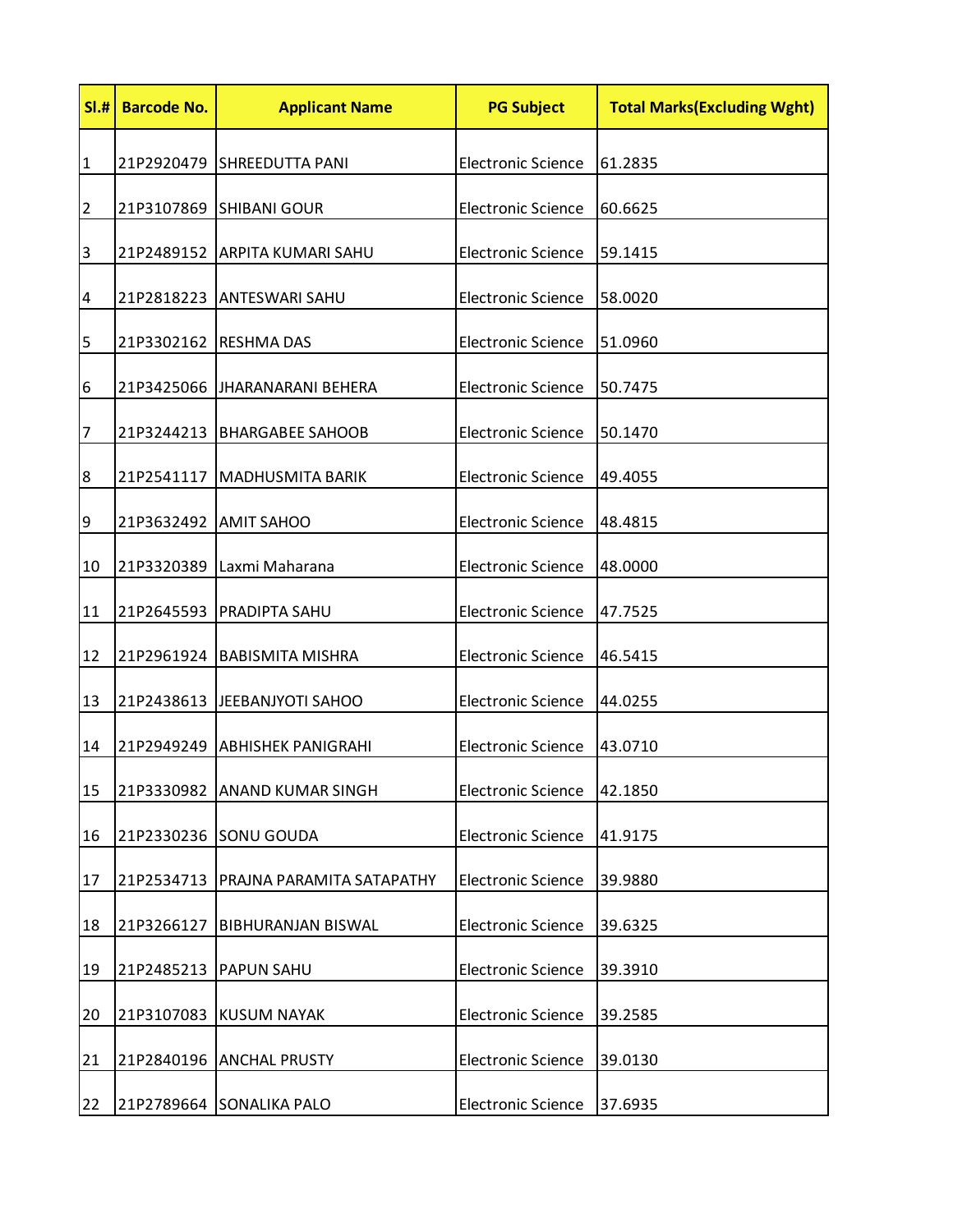| Sl.# | Barcode No. | Applicant Name | PG Subject | Total Marks(Excluding Wght) |
|---|---|---|---|---|
| 1 | 21P2920479 | SHREEDUTTA PANI | Electronic Science | 61.2835 |
| 2 | 21P3107869 | SHIBANI GOUR | Electronic Science | 60.6625 |
| 3 | 21P2489152 | ARPITA KUMARI SAHU | Electronic Science | 59.1415 |
| 4 | 21P2818223 | ANTESWARI SAHU | Electronic Science | 58.0020 |
| 5 | 21P3302162 | RESHMA DAS | Electronic Science | 51.0960 |
| 6 | 21P3425066 | JHARANARANI BEHERA | Electronic Science | 50.7475 |
| 7 | 21P3244213 | BHARGABEE SAHOOB | Electronic Science | 50.1470 |
| 8 | 21P2541117 | MADHUSMITA BARIK | Electronic Science | 49.4055 |
| 9 | 21P3632492 | AMIT SAHOO | Electronic Science | 48.4815 |
| 10 | 21P3320389 | Laxmi Maharana | Electronic Science | 48.0000 |
| 11 | 21P2645593 | PRADIPTA SAHU | Electronic Science | 47.7525 |
| 12 | 21P2961924 | BABISMITA MISHRA | Electronic Science | 46.5415 |
| 13 | 21P2438613 | JEEBANJYOTI SAHOO | Electronic Science | 44.0255 |
| 14 | 21P2949249 | ABHISHEK PANIGRAHI | Electronic Science | 43.0710 |
| 15 | 21P3330982 | ANAND KUMAR SINGH | Electronic Science | 42.1850 |
| 16 | 21P2330236 | SONU GOUDA | Electronic Science | 41.9175 |
| 17 | 21P2534713 | PRAJNA PARAMITA SATAPATHY | Electronic Science | 39.9880 |
| 18 | 21P3266127 | BIBHURANJAN BISWAL | Electronic Science | 39.6325 |
| 19 | 21P2485213 | PAPUN SAHU | Electronic Science | 39.3910 |
| 20 | 21P3107083 | KUSUM NAYAK | Electronic Science | 39.2585 |
| 21 | 21P2840196 | ANCHAL PRUSTY | Electronic Science | 39.0130 |
| 22 | 21P2789664 | SONALIKA PALO | Electronic Science | 37.6935 |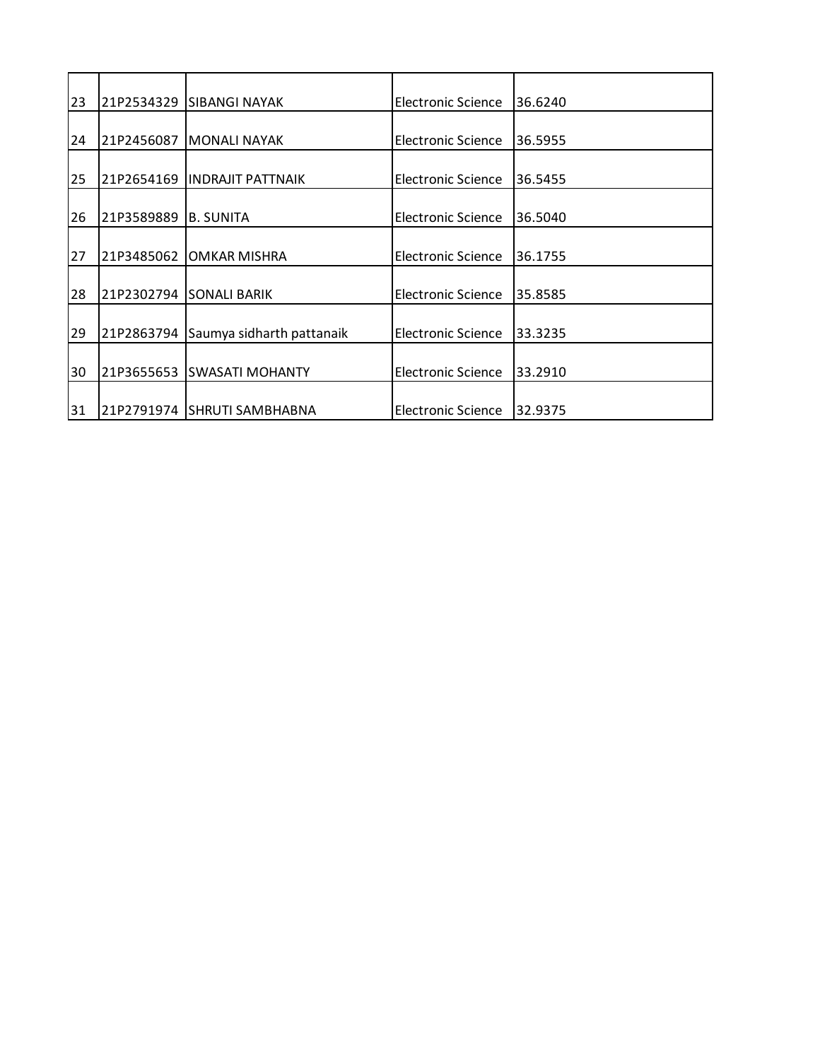| | | | | |
|---|---|---|---|---|
| 23 | 21P2534329 | SIBANGI NAYAK | Electronic Science | 36.6240 |
| 24 | 21P2456087 | MONALI NAYAK | Electronic Science | 36.5955 |
| 25 | 21P2654169 | INDRAJIT PATTNAIK | Electronic Science | 36.5455 |
| 26 | 21P3589889 | B. SUNITA | Electronic Science | 36.5040 |
| 27 | 21P3485062 | OMKAR MISHRA | Electronic Science | 36.1755 |
| 28 | 21P2302794 | SONALI BARIK | Electronic Science | 35.8585 |
| 29 | 21P2863794 | Saumya sidharth pattanaik | Electronic Science | 33.3235 |
| 30 | 21P3655653 | SWASATI MOHANTY | Electronic Science | 33.2910 |
| 31 | 21P2791974 | SHRUTI SAMBHABNA | Electronic Science | 32.9375 |